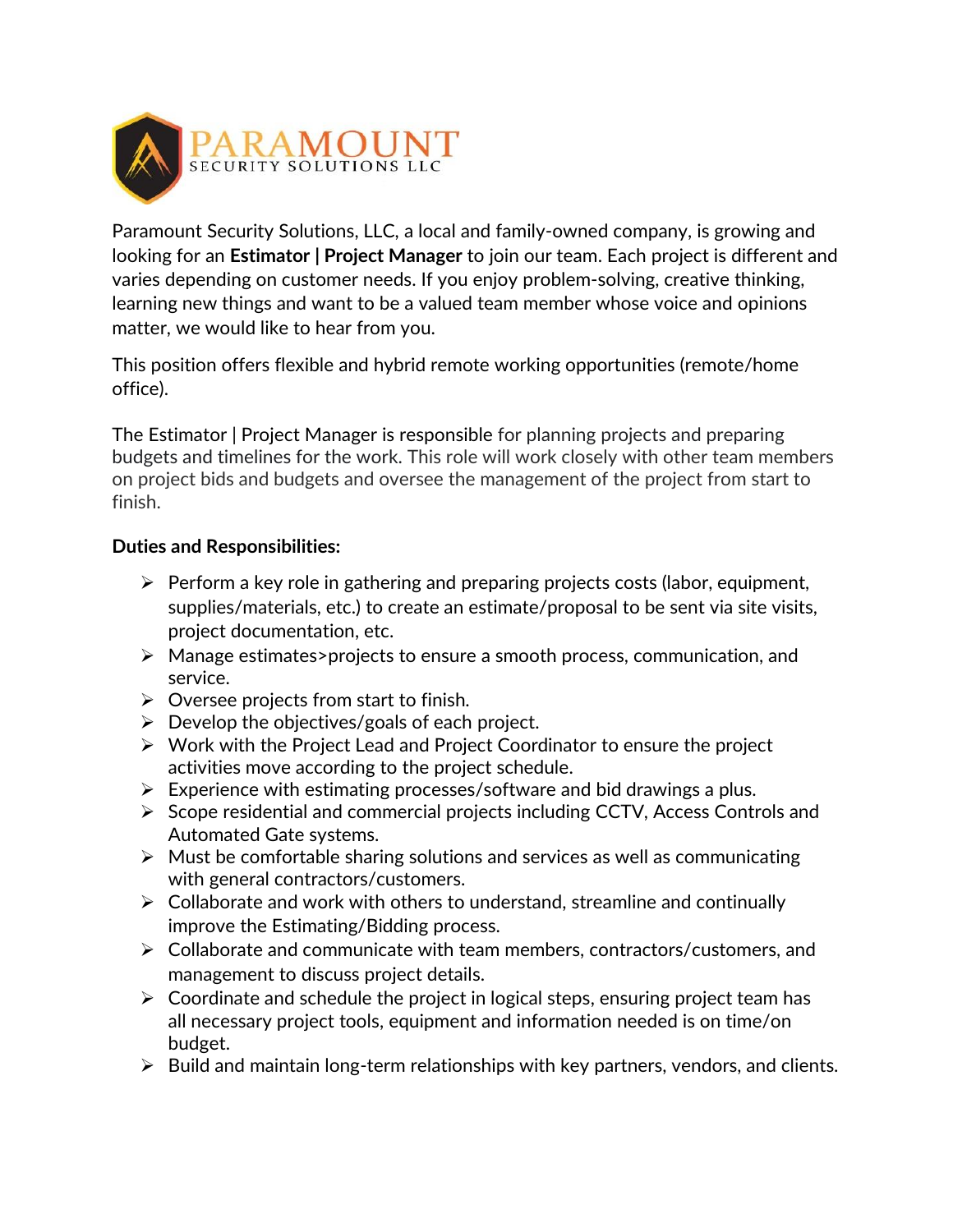PARAMOUNT
SECURITY SOLUTIONS LLC

Paramount Security Solutions, LLC, a local and family-owned company, is growing and looking for an **Estimator | Project Manager** to join our team. Each project is different and varies depending on customer needs. If you enjoy problem-solving, creative thinking, learning new things and want to be a valued team member whose voice and opinions matter, we would like to hear from you.

This position offers flexible and hybrid remote working opportunities (remote/home office).

The Estimator | Project Manager is responsible for planning projects and preparing budgets and timelines for the work. This role will work closely with other team members on project bids and budgets and oversee the management of the project from start to finish.

**Duties and Responsibilities:**

- Perform a key role in gathering and preparing projects costs (labor, equipment, supplies/materials, etc.) to create an estimate/proposal to be sent via site visits, project documentation, etc.
- Manage estimates>projects to ensure a smooth process, communication, and service.
- Oversee projects from start to finish.
- Develop the objectives/goals of each project.
- Work with the Project Lead and Project Coordinator to ensure the project activities move according to the project schedule.
- Experience with estimating processes/software and bid drawings a plus.
- Scope residential and commercial projects including CCTV, Access Controls and Automated Gate systems.
- Must be comfortable sharing solutions and services as well as communicating with general contractors/customers.
- Collaborate and work with others to understand, streamline and continually improve the Estimating/Bidding process.
- Collaborate and communicate with team members, contractors/customers, and management to discuss project details.
- Coordinate and schedule the project in logical steps, ensuring project team has all necessary project tools, equipment and information needed is on time/on budget.
- Build and maintain long-term relationships with key partners, vendors, and clients.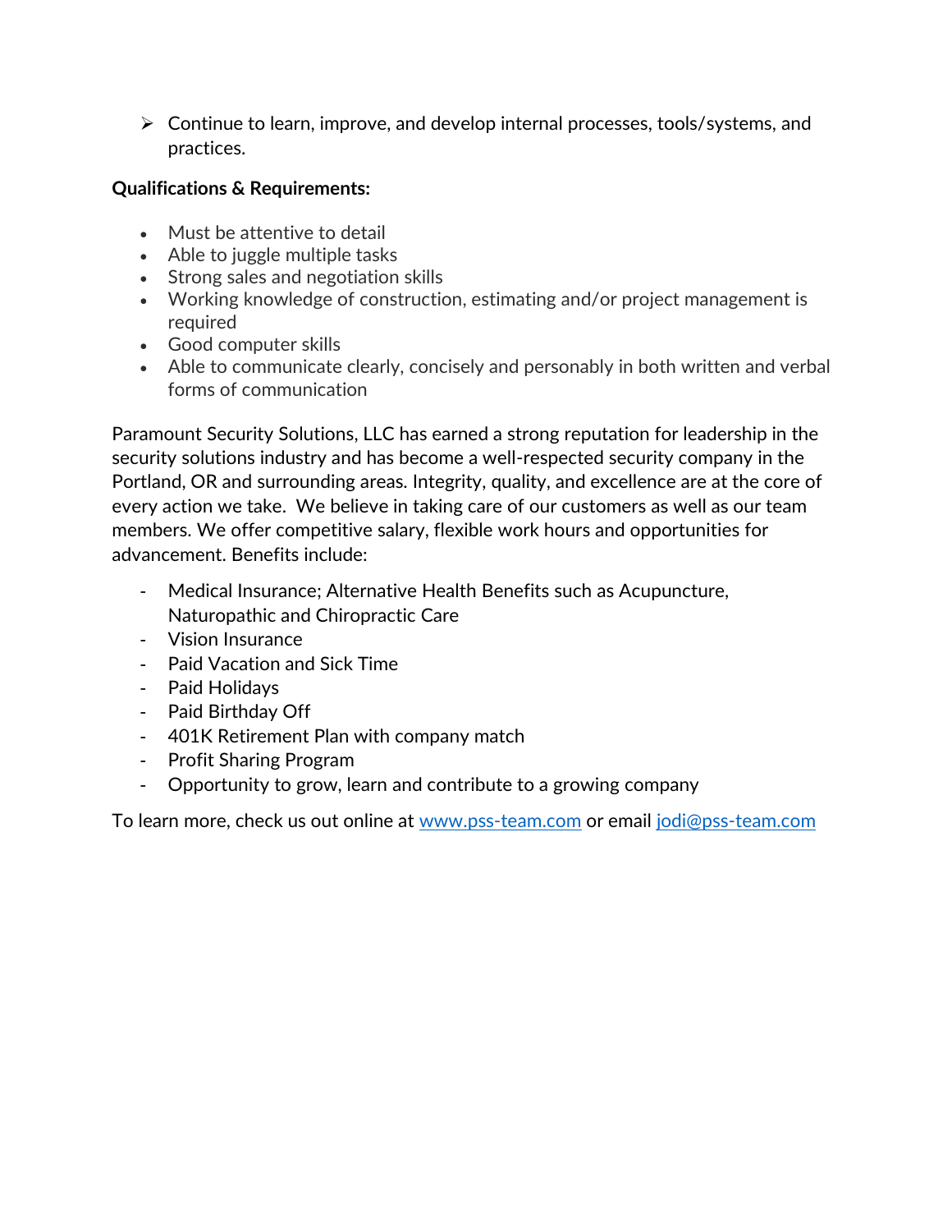- Continue to learn, improve, and develop internal processes, tools/systems, and practices.

**Qualifications & Requirements:**

- Must be attentive to detail
- Able to juggle multiple tasks
- Strong sales and negotiation skills
- Working knowledge of construction, estimating and/or project management is required
- Good computer skills
- Able to communicate clearly, concisely and personably in both written and verbal forms of communication

Paramount Security Solutions, LLC has earned a strong reputation for leadership in the security solutions industry and has become a well-respected security company in the Portland, OR and surrounding areas. Integrity, quality, and excellence are at the core of every action we take. We believe in taking care of our customers as well as our team members. We offer competitive salary, flexible work hours and opportunities for advancement. Benefits include:

- Medical Insurance; Alternative Health Benefits such as Acupuncture, Naturopathic and Chiropractic Care
- Vision Insurance
- Paid Vacation and Sick Time
- Paid Holidays
- Paid Birthday Off
- 401K Retirement Plan with company match
- Profit Sharing Program
- Opportunity to grow, learn and contribute to a growing company

To learn more, check us out online at [www.pss-team.com](http://www.pss-team.com) or email [jodi@pss-team.com](mailto:jodi@pss-team.com)